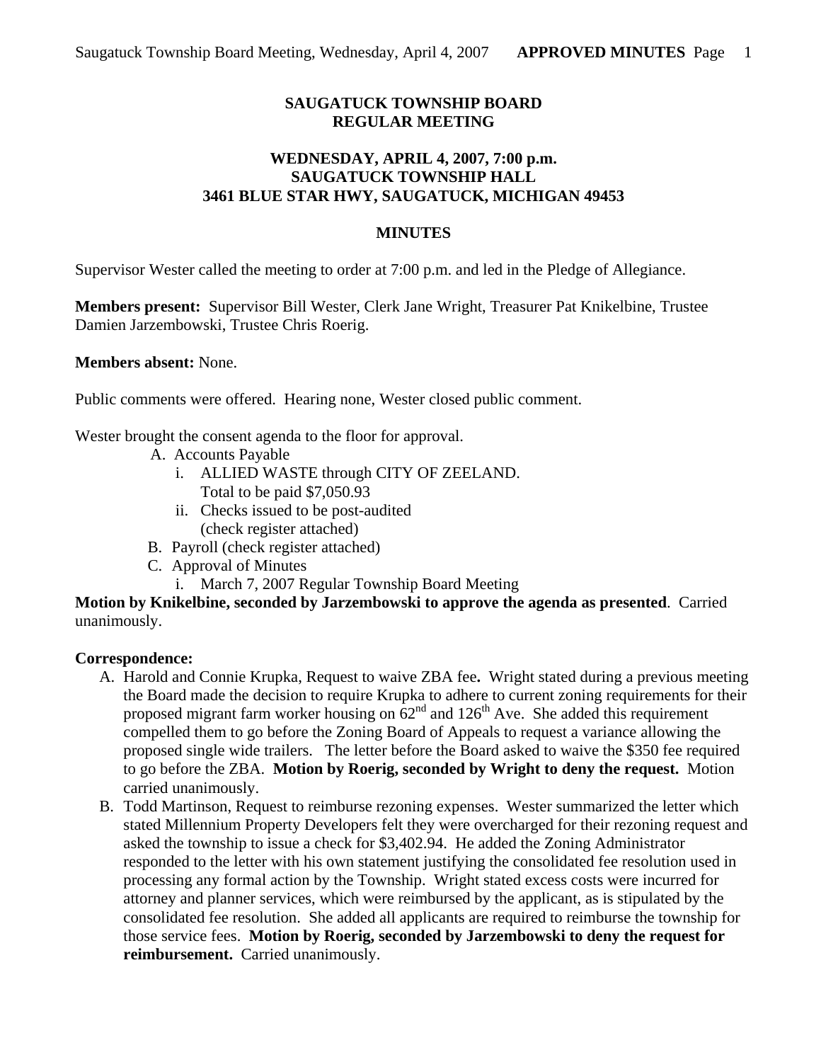# SAUGATUCK TOWNSHIP BOARD
# REGULAR MEETING

## WEDNESDAY, APRIL 4, 2007, 7:00 p.m.
## SAUGATUCK TOWNSHIP HALL
## 3461 BLUE STAR HWY, SAUGATUCK, MICHIGAN 49453

## MINUTES

Supervisor Wester called the meeting to order at 7:00 p.m. and led in the Pledge of Allegiance.

**Members present:** Supervisor Bill Wester, Clerk Jane Wright, Treasurer Pat Knikelbine, Trustee Damien Jarzembowski, Trustee Chris Roerig.

**Members absent:** None.

Public comments were offered. Hearing none, Wester closed public comment.

Wester brought the consent agenda to the floor for approval.

- A. Accounts Payable
  - i. ALLIED WASTE through CITY OF ZEELAND. Total to be paid $7,050.93
  - ii. Checks issued to be post-audited (check register attached)
- B. Payroll (check register attached)
- C. Approval of Minutes
  - i. March 7, 2007 Regular Township Board Meeting

**Motion by Knikelbine, seconded by Jarzembowski to approve the agenda as presented**. Carried unanimously.

**Correspondence:**

- A. Harold and Connie Krupka, Request to waive ZBA fee**.** Wright stated during a previous meeting the Board made the decision to require Krupka to adhere to current zoning requirements for their proposed migrant farm worker housing on 62nd and 126th Ave. She added this requirement compelled them to go before the Zoning Board of Appeals to request a variance allowing the proposed single wide trailers. The letter before the Board asked to waive the $350 fee required to go before the ZBA. **Motion by Roerig, seconded by Wright to deny the request.** Motion carried unanimously.
- B. Todd Martinson, Request to reimburse rezoning expenses. Wester summarized the letter which stated Millennium Property Developers felt they were overcharged for their rezoning request and asked the township to issue a check for $3,402.94. He added the Zoning Administrator responded to the letter with his own statement justifying the consolidated fee resolution used in processing any formal action by the Township. Wright stated excess costs were incurred for attorney and planner services, which were reimbursed by the applicant, as is stipulated by the consolidated fee resolution. She added all applicants are required to reimburse the township for those service fees. **Motion by Roerig, seconded by Jarzembowski to deny the request for reimbursement.** Carried unanimously.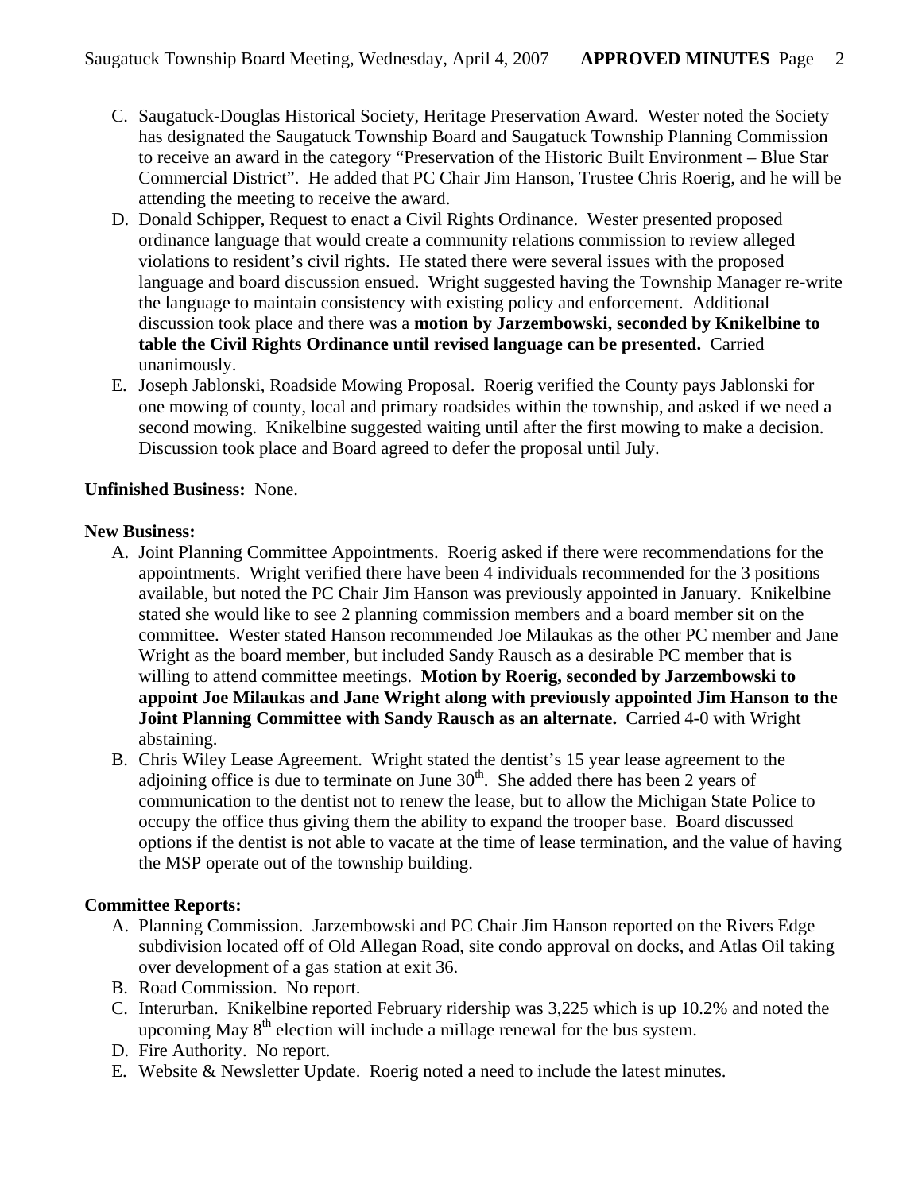C. Saugatuck-Douglas Historical Society, Heritage Preservation Award. Wester noted the Society has designated the Saugatuck Township Board and Saugatuck Township Planning Commission to receive an award in the category "Preservation of the Historic Built Environment – Blue Star Commercial District". He added that PC Chair Jim Hanson, Trustee Chris Roerig, and he will be attending the meeting to receive the award.

D. Donald Schipper, Request to enact a Civil Rights Ordinance. Wester presented proposed ordinance language that would create a community relations commission to review alleged violations to resident's civil rights. He stated there were several issues with the proposed language and board discussion ensued. Wright suggested having the Township Manager re-write the language to maintain consistency with existing policy and enforcement. Additional discussion took place and there was a **motion by Jarzembowski, seconded by Knikelbine to table the Civil Rights Ordinance until revised language can be presented.** Carried unanimously.

E. Joseph Jablonski, Roadside Mowing Proposal. Roerig verified the County pays Jablonski for one mowing of county, local and primary roadsides within the township, and asked if we need a second mowing. Knikelbine suggested waiting until after the first mowing to make a decision. Discussion took place and Board agreed to defer the proposal until July.

**Unfinished Business:** None.

**New Business:**

A. Joint Planning Committee Appointments. Roerig asked if there were recommendations for the appointments. Wright verified there have been 4 individuals recommended for the 3 positions available, but noted the PC Chair Jim Hanson was previously appointed in January. Knikelbine stated she would like to see 2 planning commission members and a board member sit on the committee. Wester stated Hanson recommended Joe Milaukas as the other PC member and Jane Wright as the board member, but included Sandy Rausch as a desirable PC member that is willing to attend committee meetings. **Motion by Roerig, seconded by Jarzembowski to appoint Joe Milaukas and Jane Wright along with previously appointed Jim Hanson to the Joint Planning Committee with Sandy Rausch as an alternate.** Carried 4-0 with Wright abstaining.

B. Chris Wiley Lease Agreement. Wright stated the dentist's 15 year lease agreement to the adjoining office is due to terminate on June 30th. She added there has been 2 years of communication to the dentist not to renew the lease, but to allow the Michigan State Police to occupy the office thus giving them the ability to expand the trooper base. Board discussed options if the dentist is not able to vacate at the time of lease termination, and the value of having the MSP operate out of the township building.

**Committee Reports:**

A. Planning Commission. Jarzembowski and PC Chair Jim Hanson reported on the Rivers Edge subdivision located off of Old Allegan Road, site condo approval on docks, and Atlas Oil taking over development of a gas station at exit 36.

B. Road Commission. No report.

C. Interurban. Knikelbine reported February ridership was 3,225 which is up 10.2% and noted the upcoming May 8th election will include a millage renewal for the bus system.

D. Fire Authority. No report.

E. Website & Newsletter Update. Roerig noted a need to include the latest minutes.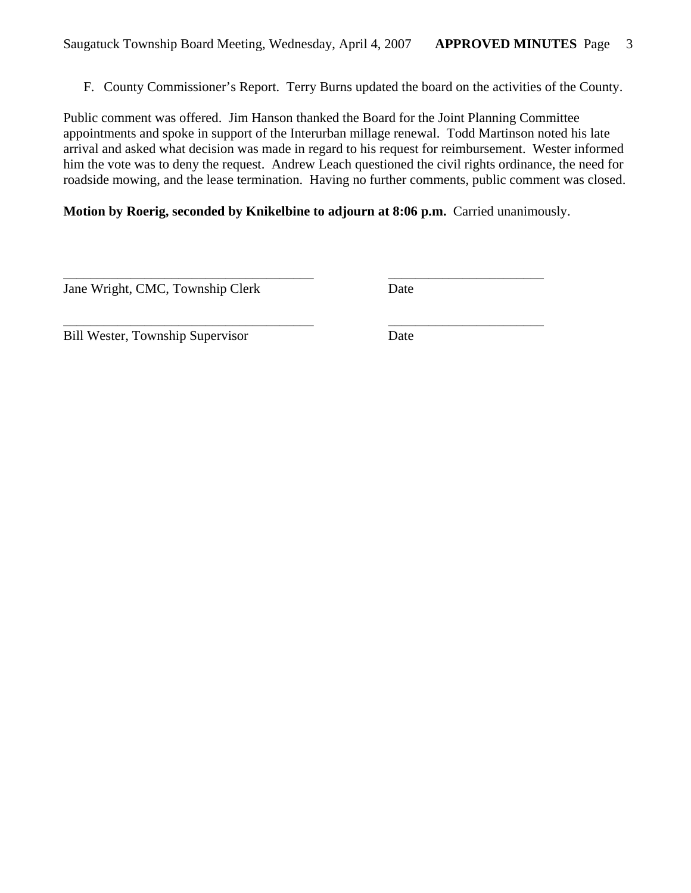F. County Commissioner's Report. Terry Burns updated the board on the activities of the County.

Public comment was offered. Jim Hanson thanked the Board for the Joint Planning Committee appointments and spoke in support of the Interurban millage renewal. Todd Martinson noted his late arrival and asked what decision was made in regard to his request for reimbursement. Wester informed him the vote was to deny the request. Andrew Leach questioned the civil rights ordinance, the need for roadside mowing, and the lease termination. Having no further comments, public comment was closed.

**Motion by Roerig, seconded by Knikelbine to adjourn at 8:06 p.m.** Carried unanimously.

_____________________________________ _______________________

Jane Wright, CMC, Township Clerk Date

_____________________________________ _______________________

Bill Wester, Township Supervisor Date